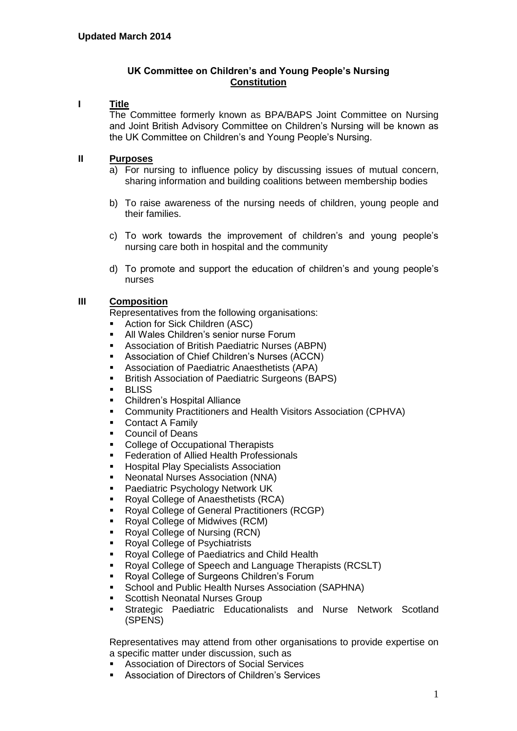**Updated March 2014**

# UK Committee on Children's and Young People's Nursing
## Constitution

**I Title**

The Committee formerly known as BPA/BAPS Joint Committee on Nursing and Joint British Advisory Committee on Children's Nursing will be known as the UK Committee on Children's and Young People's Nursing.

**II Purposes**

a) For nursing to influence policy by discussing issues of mutual concern, sharing information and building coalitions between membership bodies

b) To raise awareness of the nursing needs of children, young people and their families.

c) To work towards the improvement of children's and young people's nursing care both in hospital and the community

d) To promote and support the education of children's and young people's nurses

**III Composition**

Representatives from the following organisations:

- Action for Sick Children (ASC)
- All Wales Children's senior nurse Forum
- Association of British Paediatric Nurses (ABPN)
- Association of Chief Children's Nurses (ACCN)
- Association of Paediatric Anaesthetists (APA)
- British Association of Paediatric Surgeons (BAPS)
- BLISS
- Children's Hospital Alliance
- Community Practitioners and Health Visitors Association (CPHVA)
- Contact A Family
- Council of Deans
- College of Occupational Therapists
- Federation of Allied Health Professionals
- Hospital Play Specialists Association
- Neonatal Nurses Association (NNA)
- Paediatric Psychology Network UK
- Royal College of Anaesthetists (RCA)
- Royal College of General Practitioners (RCGP)
- Royal College of Midwives (RCM)
- Royal College of Nursing (RCN)
- Royal College of Psychiatrists
- Royal College of Paediatrics and Child Health
- Royal College of Speech and Language Therapists (RCSLT)
- Royal College of Surgeons Children's Forum
- School and Public Health Nurses Association (SAPHNA)
- Scottish Neonatal Nurses Group
- Strategic Paediatric Educationalists and Nurse Network Scotland (SPENS)

Representatives may attend from other organisations to provide expertise on a specific matter under discussion, such as

- Association of Directors of Social Services
- Association of Directors of Children's Services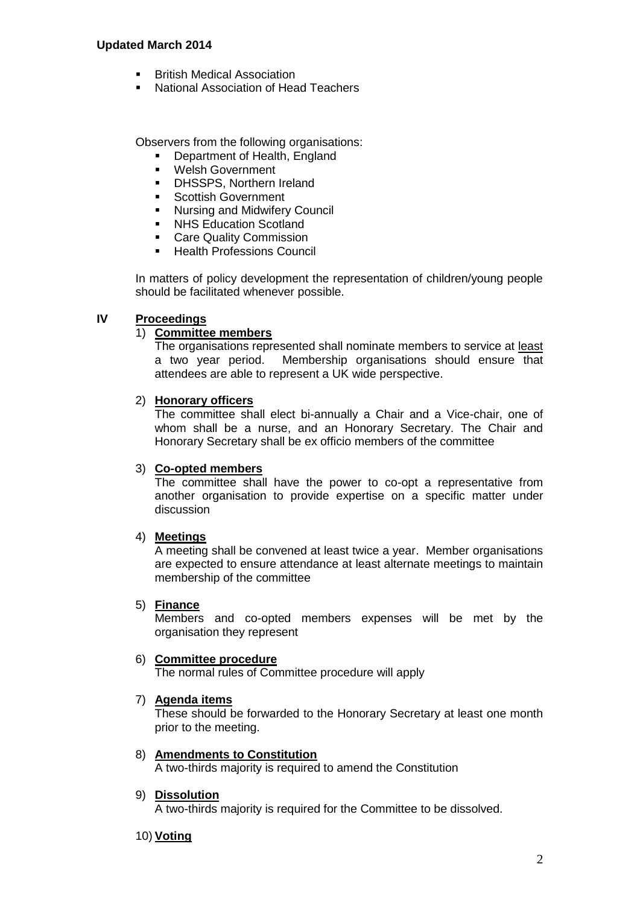- British Medical Association
- National Association of Head Teachers

Observers from the following organisations:

- Department of Health, England
- Welsh Government
- DHSSPS, Northern Ireland
- Scottish Government
- Nursing and Midwifery Council
- NHS Education Scotland
- Care Quality Commission
- Health Professions Council

In matters of policy development the representation of children/young people should be facilitated whenever possible.

## IV Proceedings

1) **Committee members**

   The organisations represented shall nominate members to service at least a two year period. Membership organisations should ensure that attendees are able to represent a UK wide perspective.

2) **Honorary officers**

   The committee shall elect bi-annually a Chair and a Vice-chair, one of whom shall be a nurse, and an Honorary Secretary. The Chair and Honorary Secretary shall be ex officio members of the committee

3) **Co-opted members**

   The committee shall have the power to co-opt a representative from another organisation to provide expertise on a specific matter under discussion

4) **Meetings**

   A meeting shall be convened at least twice a year. Member organisations are expected to ensure attendance at least alternate meetings to maintain membership of the committee

5) **Finance**

   Members and co-opted members expenses will be met by the organisation they represent

6) **Committee procedure**

   The normal rules of Committee procedure will apply

7) **Agenda items**

   These should be forwarded to the Honorary Secretary at least one month prior to the meeting.

8) **Amendments to Constitution**

   A two-thirds majority is required to amend the Constitution

9) **Dissolution**

   A two-thirds majority is required for the Committee to be dissolved.

10) **Voting**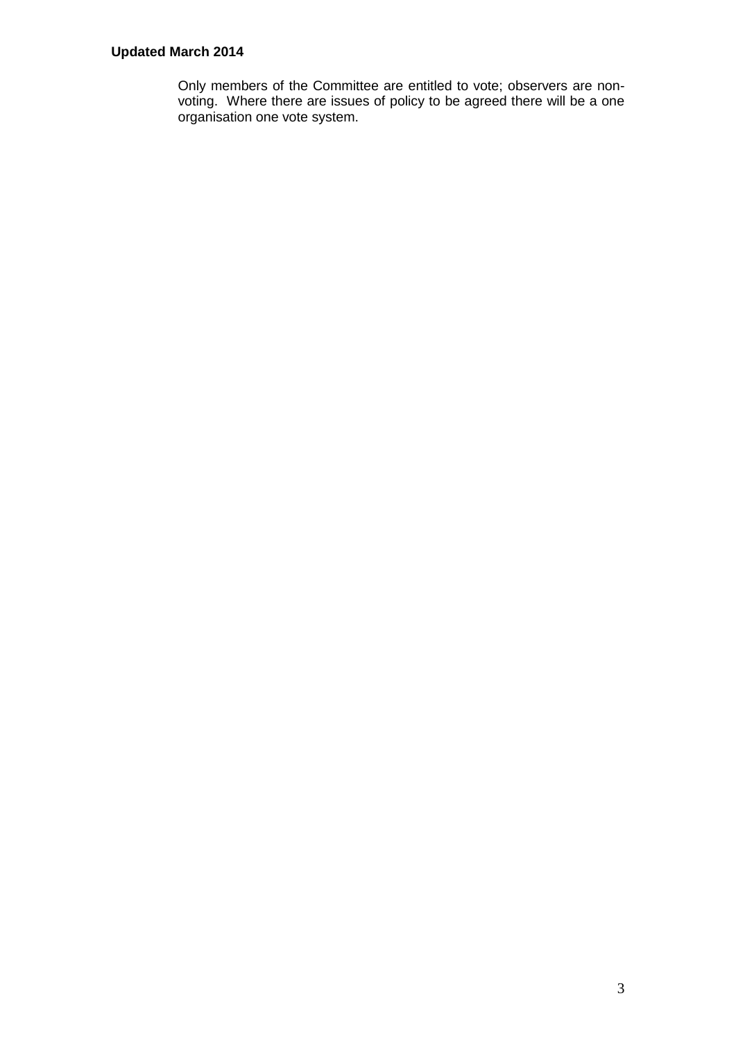Only members of the Committee are entitled to vote; observers are non-voting. Where there are issues of policy to be agreed there will be a one organisation one vote system.